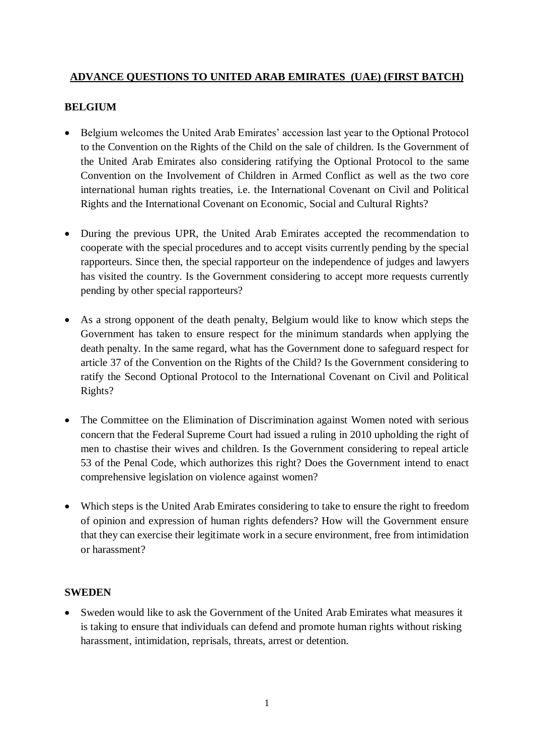# ADVANCE QUESTIONS TO UNITED ARAB EMIRATES (UAE) (FIRST BATCH)

## BELGIUM

- Belgium welcomes the United Arab Emirates' accession last year to the Optional Protocol to the Convention on the Rights of the Child on the sale of children. Is the Government of the United Arab Emirates also considering ratifying the Optional Protocol to the same Convention on the Involvement of Children in Armed Conflict as well as the two core international human rights treaties, i.e. the International Covenant on Civil and Political Rights and the International Covenant on Economic, Social and Cultural Rights?

- During the previous UPR, the United Arab Emirates accepted the recommendation to cooperate with the special procedures and to accept visits currently pending by the special rapporteurs. Since then, the special rapporteur on the independence of judges and lawyers has visited the country. Is the Government considering to accept more requests currently pending by other special rapporteurs?

- As a strong opponent of the death penalty, Belgium would like to know which steps the Government has taken to ensure respect for the minimum standards when applying the death penalty. In the same regard, what has the Government done to safeguard respect for article 37 of the Convention on the Rights of the Child? Is the Government considering to ratify the Second Optional Protocol to the International Covenant on Civil and Political Rights?

- The Committee on the Elimination of Discrimination against Women noted with serious concern that the Federal Supreme Court had issued a ruling in 2010 upholding the right of men to chastise their wives and children. Is the Government considering to repeal article 53 of the Penal Code, which authorizes this right? Does the Government intend to enact comprehensive legislation on violence against women?

- Which steps is the United Arab Emirates considering to take to ensure the right to freedom of opinion and expression of human rights defenders? How will the Government ensure that they can exercise their legitimate work in a secure environment, free from intimidation or harassment?

## SWEDEN

- Sweden would like to ask the Government of the United Arab Emirates what measures it is taking to ensure that individuals can defend and promote human rights without risking harassment, intimidation, reprisals, threats, arrest or detention.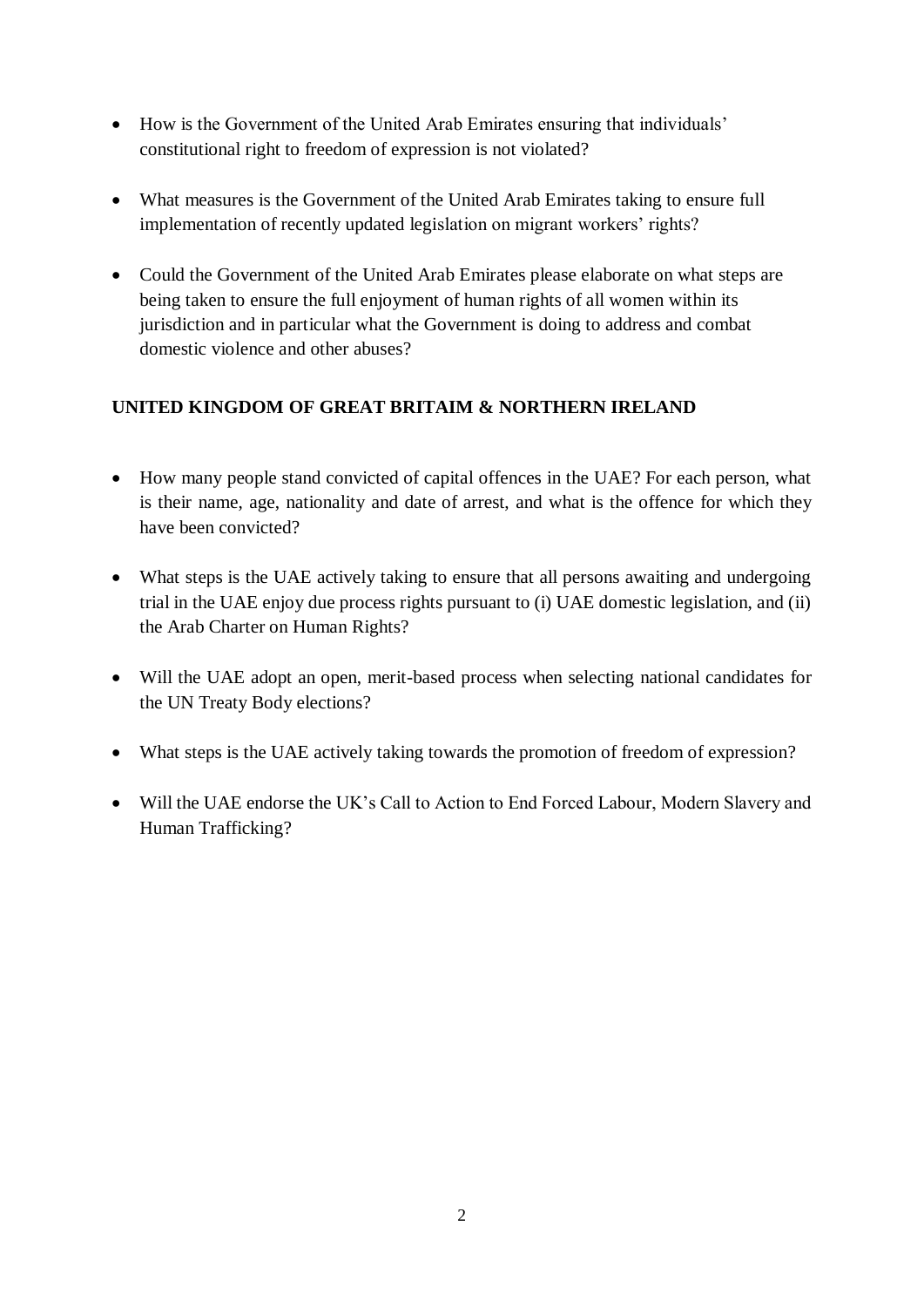- How is the Government of the United Arab Emirates ensuring that individuals' constitutional right to freedom of expression is not violated?

- What measures is the Government of the United Arab Emirates taking to ensure full implementation of recently updated legislation on migrant workers' rights?

- Could the Government of the United Arab Emirates please elaborate on what steps are being taken to ensure the full enjoyment of human rights of all women within its jurisdiction and in particular what the Government is doing to address and combat domestic violence and other abuses?

**UNITED KINGDOM OF GREAT BRITAIM & NORTHERN IRELAND**

- How many people stand convicted of capital offences in the UAE? For each person, what is their name, age, nationality and date of arrest, and what is the offence for which they have been convicted?

- What steps is the UAE actively taking to ensure that all persons awaiting and undergoing trial in the UAE enjoy due process rights pursuant to (i) UAE domestic legislation, and (ii) the Arab Charter on Human Rights?

- Will the UAE adopt an open, merit-based process when selecting national candidates for the UN Treaty Body elections?

- What steps is the UAE actively taking towards the promotion of freedom of expression?

- Will the UAE endorse the UK's Call to Action to End Forced Labour, Modern Slavery and Human Trafficking?